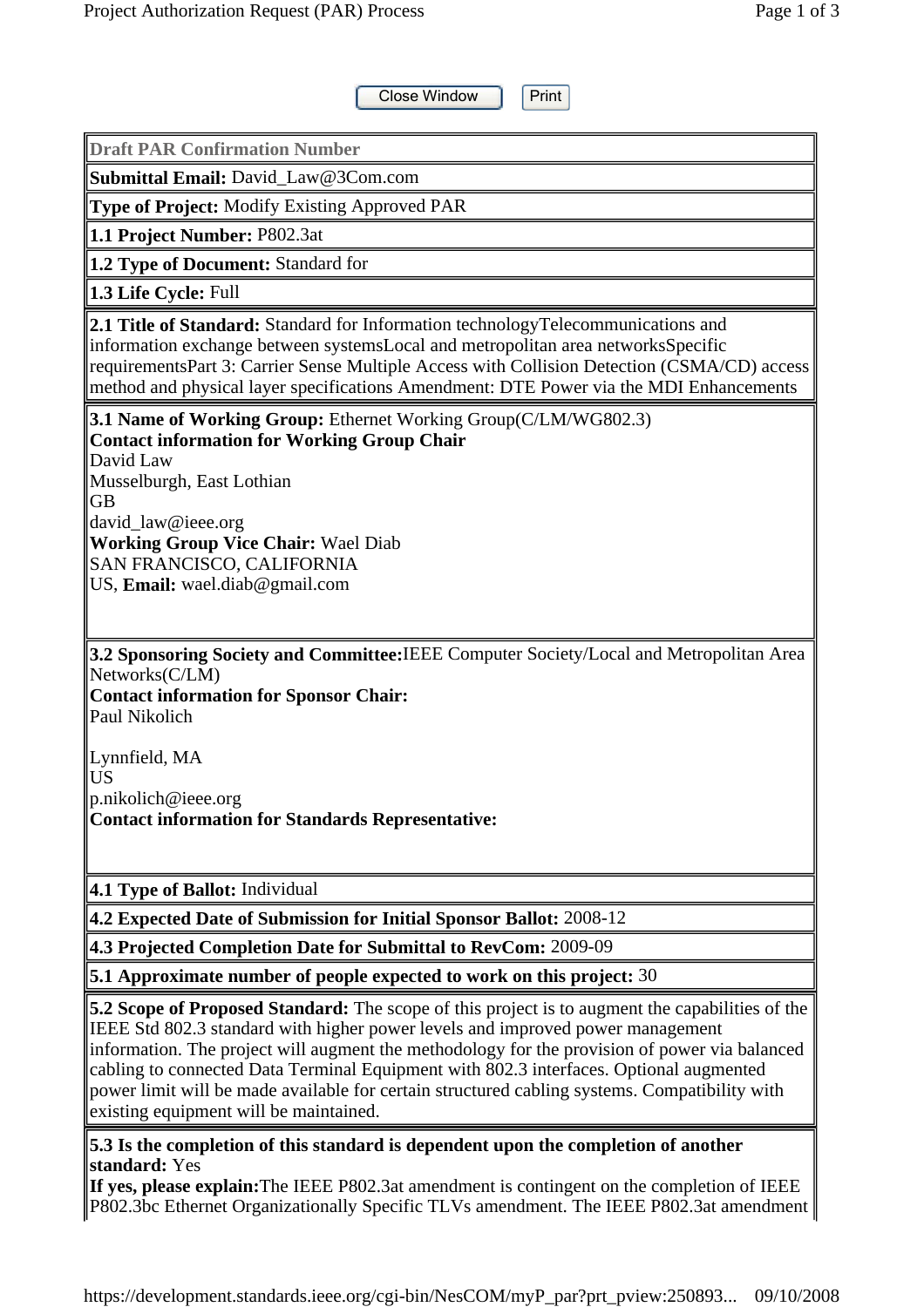Close Window Print

**Draft PAR Confirmation Number**

**Submittal Email:** David_Law@3Com.com

**Type of Project:** Modify Existing Approved PAR

**1.1 Project Number:** P802.3at

**1.2 Type of Document:** Standard for

**1.3 Life Cycle:** Full

**2.1 Title of Standard:** Standard for Information technologyTelecommunications and information exchange between systemsLocal and metropolitan area networksSpecific requirementsPart 3: Carrier Sense Multiple Access with Collision Detection (CSMA/CD) access method and physical layer specifications Amendment: DTE Power via the MDI Enhancements

**3.1 Name of Working Group:** Ethernet Working Group(C/LM/WG802.3)
**Contact information for Working Group Chair**
David Law
Musselburgh, East Lothian
GB
david_law@ieee.org
**Working Group Vice Chair:** Wael Diab
SAN FRANCISCO, CALIFORNIA
US, **Email:** wael.diab@gmail.com

**3.2 Sponsoring Society and Committee:**IEEE Computer Society/Local and Metropolitan Area Networks(C/LM)
**Contact information for Sponsor Chair:**
Paul Nikolich

Lynnfield, MA
US
p.nikolich@ieee.org
**Contact information for Standards Representative:**

**4.1 Type of Ballot:** Individual

**4.2 Expected Date of Submission for Initial Sponsor Ballot:** 2008-12

**4.3 Projected Completion Date for Submittal to RevCom:** 2009-09

**5.1 Approximate number of people expected to work on this project:** 30

**5.2 Scope of Proposed Standard:** The scope of this project is to augment the capabilities of the IEEE Std 802.3 standard with higher power levels and improved power management information. The project will augment the methodology for the provision of power via balanced cabling to connected Data Terminal Equipment with 802.3 interfaces. Optional augmented power limit will be made available for certain structured cabling systems. Compatibility with existing equipment will be maintained.

**5.3 Is the completion of this standard is dependent upon the completion of another standard:** Yes
**If yes, please explain:**The IEEE P802.3at amendment is contingent on the completion of IEEE P802.3bc Ethernet Organizationally Specific TLVs amendment. The IEEE P802.3at amendment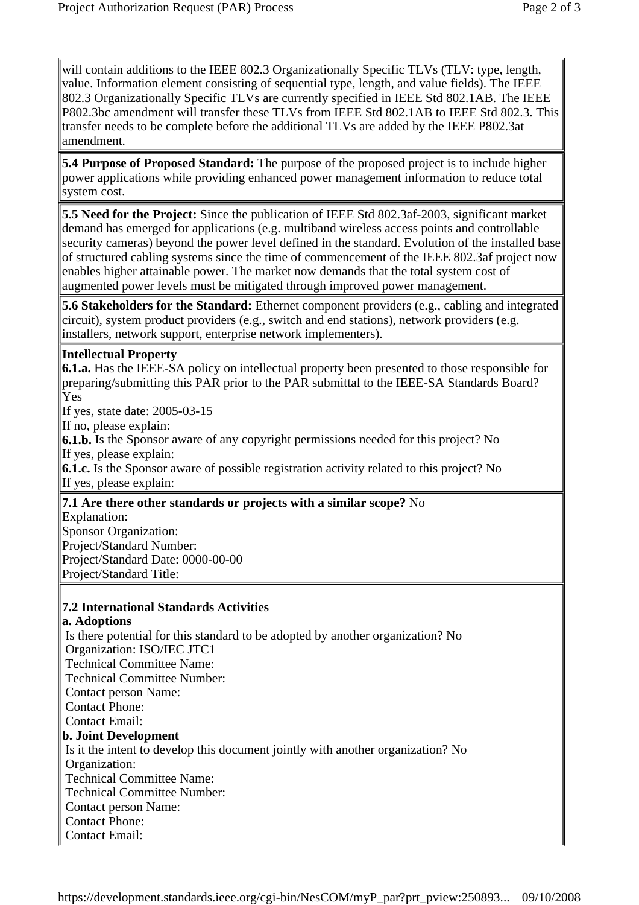will contain additions to the IEEE 802.3 Organizationally Specific TLVs (TLV: type, length, value. Information element consisting of sequential type, length, and value fields). The IEEE 802.3 Organizationally Specific TLVs are currently specified in IEEE Std 802.1AB. The IEEE P802.3bc amendment will transfer these TLVs from IEEE Std 802.1AB to IEEE Std 802.3. This transfer needs to be complete before the additional TLVs are added by the IEEE P802.3at amendment.

**5.4 Purpose of Proposed Standard:** The purpose of the proposed project is to include higher power applications while providing enhanced power management information to reduce total system cost.

**5.5 Need for the Project:** Since the publication of IEEE Std 802.3af-2003, significant market demand has emerged for applications (e.g. multiband wireless access points and controllable security cameras) beyond the power level defined in the standard. Evolution of the installed base of structured cabling systems since the time of commencement of the IEEE 802.3af project now enables higher attainable power. The market now demands that the total system cost of augmented power levels must be mitigated through improved power management.

**5.6 Stakeholders for the Standard:** Ethernet component providers (e.g., cabling and integrated circuit), system product providers (e.g., switch and end stations), network providers (e.g. installers, network support, enterprise network implementers).

**Intellectual Property**
**6.1.a.** Has the IEEE-SA policy on intellectual property been presented to those responsible for preparing/submitting this PAR prior to the PAR submittal to the IEEE-SA Standards Board? Yes
If yes, state date: 2005-03-15
If no, please explain:
**6.1.b.** Is the Sponsor aware of any copyright permissions needed for this project? No
If yes, please explain:
**6.1.c.** Is the Sponsor aware of possible registration activity related to this project? No
If yes, please explain:

**7.1 Are there other standards or projects with a similar scope?** No
Explanation:
Sponsor Organization:
Project/Standard Number:
Project/Standard Date: 0000-00-00
Project/Standard Title:

**7.2 International Standards Activities**
**a. Adoptions**
Is there potential for this standard to be adopted by another organization? No
Organization: ISO/IEC JTC1
Technical Committee Name:
Technical Committee Number:
Contact person Name:
Contact Phone:
Contact Email:
**b. Joint Development**
Is it the intent to develop this document jointly with another organization? No
Organization:
Technical Committee Name:
Technical Committee Number:
Contact person Name:
Contact Phone:
Contact Email: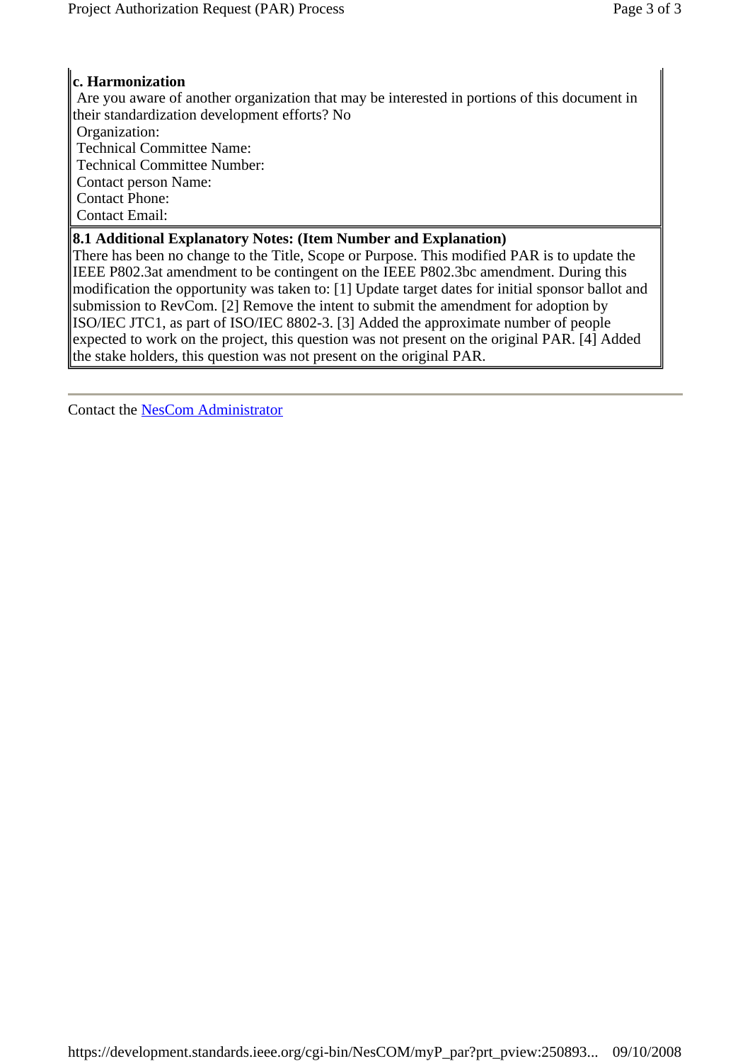**c. Harmonization**

Are you aware of another organization that may be interested in portions of this document in their standardization development efforts? No

Organization:

Technical Committee Name:

Technical Committee Number:

Contact person Name:

Contact Phone:

Contact Email:

**8.1 Additional Explanatory Notes: (Item Number and Explanation)**

There has been no change to the Title, Scope or Purpose. This modified PAR is to update the IEEE P802.3at amendment to be contingent on the IEEE P802.3bc amendment. During this modification the opportunity was taken to: [1] Update target dates for initial sponsor ballot and submission to RevCom. [2] Remove the intent to submit the amendment for adoption by ISO/IEC JTC1, as part of ISO/IEC 8802-3. [3] Added the approximate number of people expected to work on the project, this question was not present on the original PAR. [4] Added the stake holders, this question was not present on the original PAR.

---

Contact the NesCom Administrator